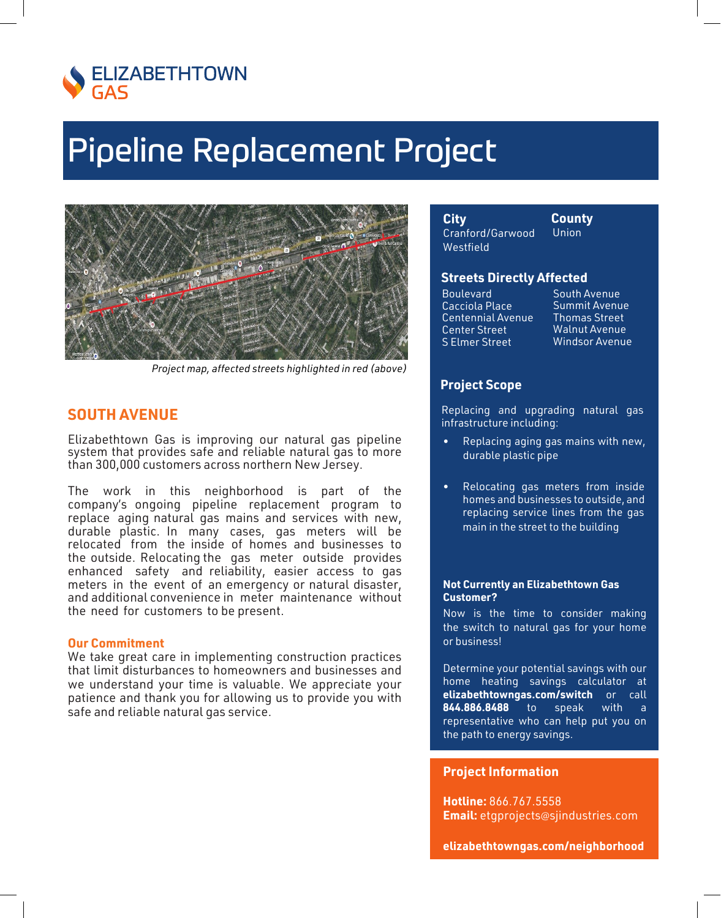ELIZABETHTOWN GAS

# Pipeline Replacement Project

*Project map, affected streets highlighted in red (above)*

## SOUTH AVENUE

Elizabethtown Gas is improving our natural gas pipeline system that provides safe and reliable natural gas to more than 300,000 customers across northern New Jersey.

The work in this neighborhood is part of the company's ongoing pipeline replacement program to replace aging natural gas mains and services with new, durable plastic. In many cases, gas meters will be relocated from the inside of homes and businesses to the outside. Relocating the gas meter outside provides enhanced safety and reliability, easier access to gas meters in the event of an emergency or natural disaster, and additional convenience in meter maintenance without the need for customers to be present.

### Our Commitment

We take great care in implementing construction practices that limit disturbances to homeowners and businesses and we understand your time is valuable. We appreciate your patience and thank you for allowing us to provide you with safe and reliable natural gas service.

**City**
Cranford/Garwood
Westfield

**County**
Union

### Streets Directly Affected

- Boulevard
- Cacciola Place
- Centennial Avenue
- Center Street
- S Elmer Street
- South Avenue
- Summit Avenue
- Thomas Street
- Walnut Avenue
- Windsor Avenue

### Project Scope

Replacing and upgrading natural gas infrastructure including:

- Replacing aging gas mains with new, durable plastic pipe
- Relocating gas meters from inside homes and businesses to outside, and replacing service lines from the gas main in the street to the building

**Not Currently an Elizabethtown Gas Customer?**

Now is the time to consider making the switch to natural gas for your home or business!

Determine your potential savings with our home heating savings calculator at **elizabethtowngas.com/switch** or call **844.886.8488** to speak with a representative who can help put you on the path to energy savings.

### Project Information

**Hotline:** 866.767.5558
**Email:** etgprojects@sjindustries.com

**elizabethtowngas.com/neighborhood**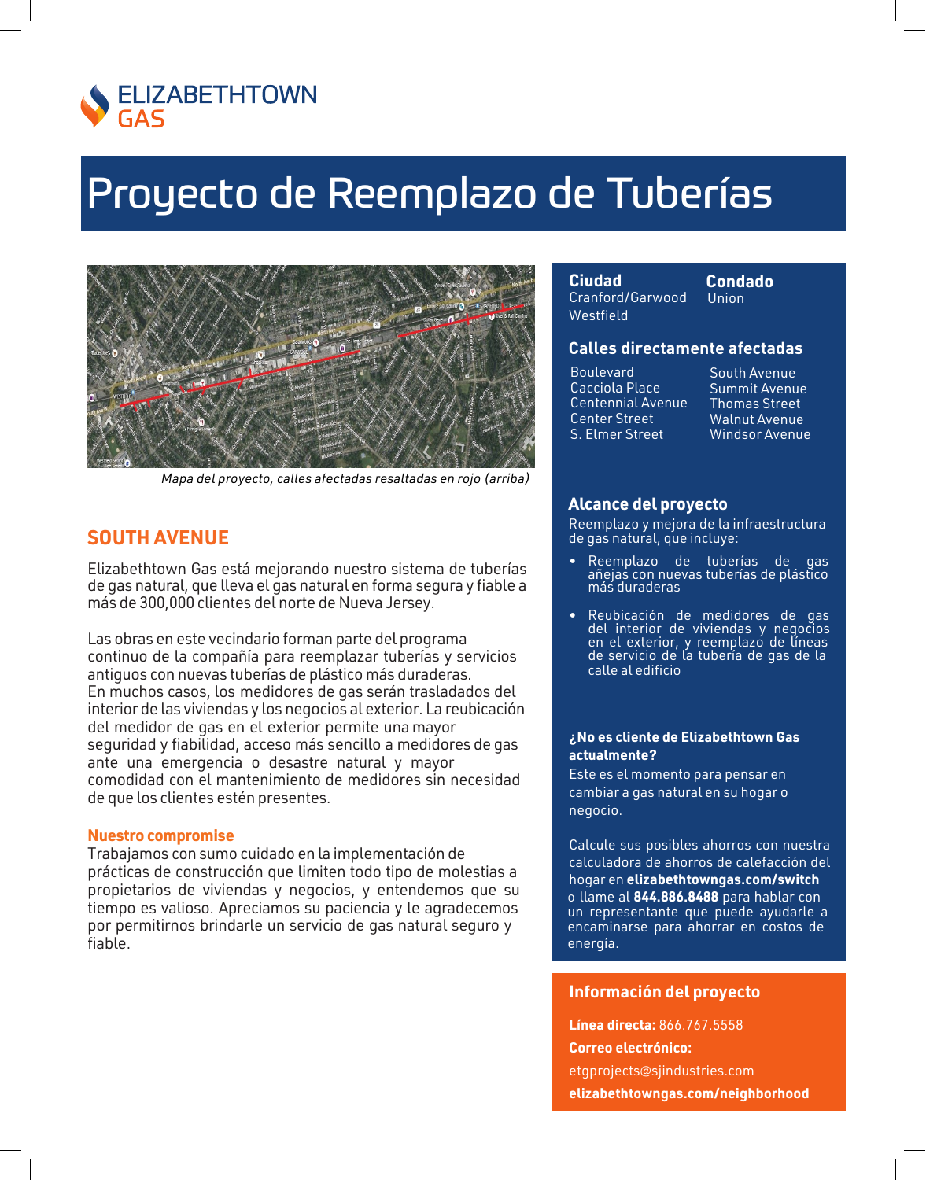ELIZABETHTOWN GAS

# Proyecto de Reemplazo de Tuberías

*Mapa del proyecto, calles afectadas resaltadas en rojo (arriba)*

## SOUTH AVENUE

Elizabethtown Gas está mejorando nuestro sistema de tuberías de gas natural, que lleva el gas natural en forma segura y fiable a más de 300,000 clientes del norte de Nueva Jersey.

Las obras en este vecindario forman parte del programa continuo de la compañía para reemplazar tuberías y servicios antiguos con nuevas tuberías de plástico más duraderas. En muchos casos, los medidores de gas serán trasladados del interior de las viviendas y los negocios al exterior. La reubicación del medidor de gas en el exterior permite una mayor seguridad y fiabilidad, acceso más sencillo a medidores de gas ante una emergencia o desastre natural y mayor comodidad con el mantenimiento de medidores sin necesidad de que los clientes estén presentes.

### Nuestro compromise

Trabajamos con sumo cuidado en la implementación de prácticas de construcción que limiten todo tipo de molestias a propietarios de viviendas y negocios, y entendemos que su tiempo es valioso. Apreciamos su paciencia y le agradecemos por permitirnos brindarle un servicio de gas natural seguro y fiable.

**Ciudad**
Cranford/Garwood
Westfield

**Condado**
Union

### Calles directamente afectadas

- Boulevard
- Cacciola Place
- Centennial Avenue
- Center Street
- S. Elmer Street
- South Avenue
- Summit Avenue
- Thomas Street
- Walnut Avenue
- Windsor Avenue

### Alcance del proyecto

Reemplazo y mejora de la infraestructura de gas natural, que incluye:

- Reemplazo de tuberías de gas añejas con nuevas tuberías de plástico más duraderas
- Reubicación de medidores de gas del interior de viviendas y negocios en el exterior, y reemplazo de líneas de servicio de la tubería de gas de la calle al edificio

**¿No es cliente de Elizabethtown Gas actualmente?**

Este es el momento para pensar en cambiar a gas natural en su hogar o negocio.

Calcule sus posibles ahorros con nuestra calculadora de ahorros de calefacción del hogar en **elizabethtowngas.com/switch** o llame al **844.886.8488** para hablar con un representante que puede ayudarle a encaminarse para ahorrar en costos de energía.

### Información del proyecto

**Línea directa:** 866.767.5558

**Correo electrónico:**
etgprojects@sjindustries.com

**elizabethtowngas.com/neighborhood**